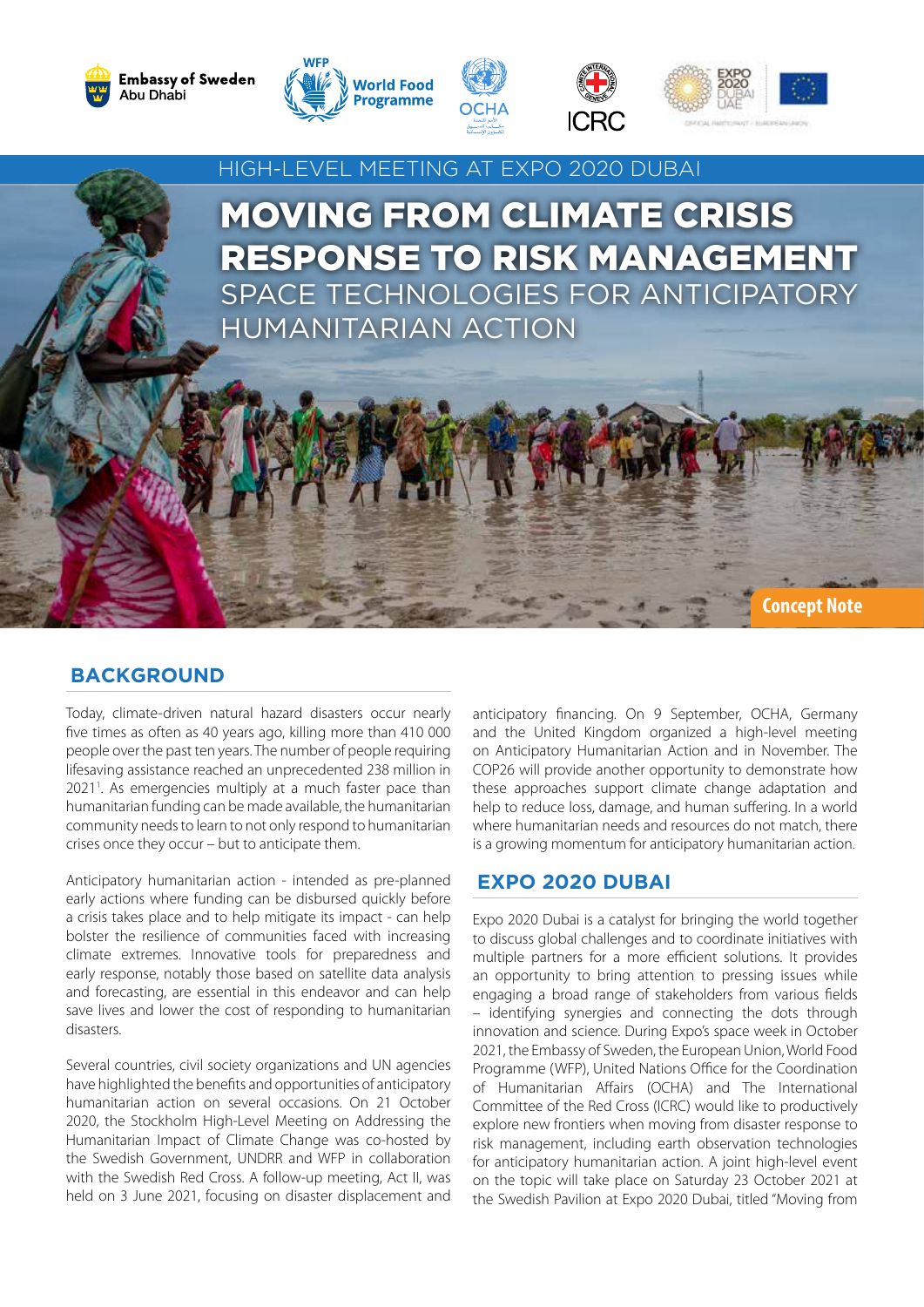HIGH-LEVEL MEETING AT EXPO 2020 DUBAI

# MOVING FROM CLIMATE CRISIS RESPONSE TO RISK MANAGEMENT

## SPACE TECHNOLOGIES FOR ANTICIPATORY HUMANITARIAN ACTION

Concept Note

## BACKGROUND

Today, climate-driven natural hazard disasters occur nearly five times as often as 40 years ago, killing more than 410 000 people over the past ten years. The number of people requiring lifesaving assistance reached an unprecedented 238 million in 2021[1]. As emergencies multiply at a much faster pace than humanitarian funding can be made available, the humanitarian community needs to learn to not only respond to humanitarian crises once they occur – but to anticipate them.

Anticipatory humanitarian action - intended as pre-planned early actions where funding can be disbursed quickly before a crisis takes place and to help mitigate its impact - can help bolster the resilience of communities faced with increasing climate extremes. Innovative tools for preparedness and early response, notably those based on satellite data analysis and forecasting, are essential in this endeavor and can help save lives and lower the cost of responding to humanitarian disasters.

Several countries, civil society organizations and UN agencies have highlighted the benefits and opportunities of anticipatory humanitarian action on several occasions. On 21 October 2020, the Stockholm High-Level Meeting on Addressing the Humanitarian Impact of Climate Change was co-hosted by the Swedish Government, UNDRR and WFP in collaboration with the Swedish Red Cross. A follow-up meeting, Act II, was held on 3 June 2021, focusing on disaster displacement and anticipatory financing. On 9 September, OCHA, Germany and the United Kingdom organized a high-level meeting on Anticipatory Humanitarian Action and in November. The COP26 will provide another opportunity to demonstrate how these approaches support climate change adaptation and help to reduce loss, damage, and human suffering. In a world where humanitarian needs and resources do not match, there is a growing momentum for anticipatory humanitarian action.

## EXPO 2020 DUBAI

Expo 2020 Dubai is a catalyst for bringing the world together to discuss global challenges and to coordinate initiatives with multiple partners for a more efficient solutions. It provides an opportunity to bring attention to pressing issues while engaging a broad range of stakeholders from various fields – identifying synergies and connecting the dots through innovation and science. During Expo's space week in October 2021, the Embassy of Sweden, the European Union, World Food Programme (WFP), United Nations Office for the Coordination of Humanitarian Affairs (OCHA) and The International Committee of the Red Cross (ICRC) would like to productively explore new frontiers when moving from disaster response to risk management, including earth observation technologies for anticipatory humanitarian action. A joint high-level event on the topic will take place on Saturday 23 October 2021 at the Swedish Pavilion at Expo 2020 Dubai, titled "Moving from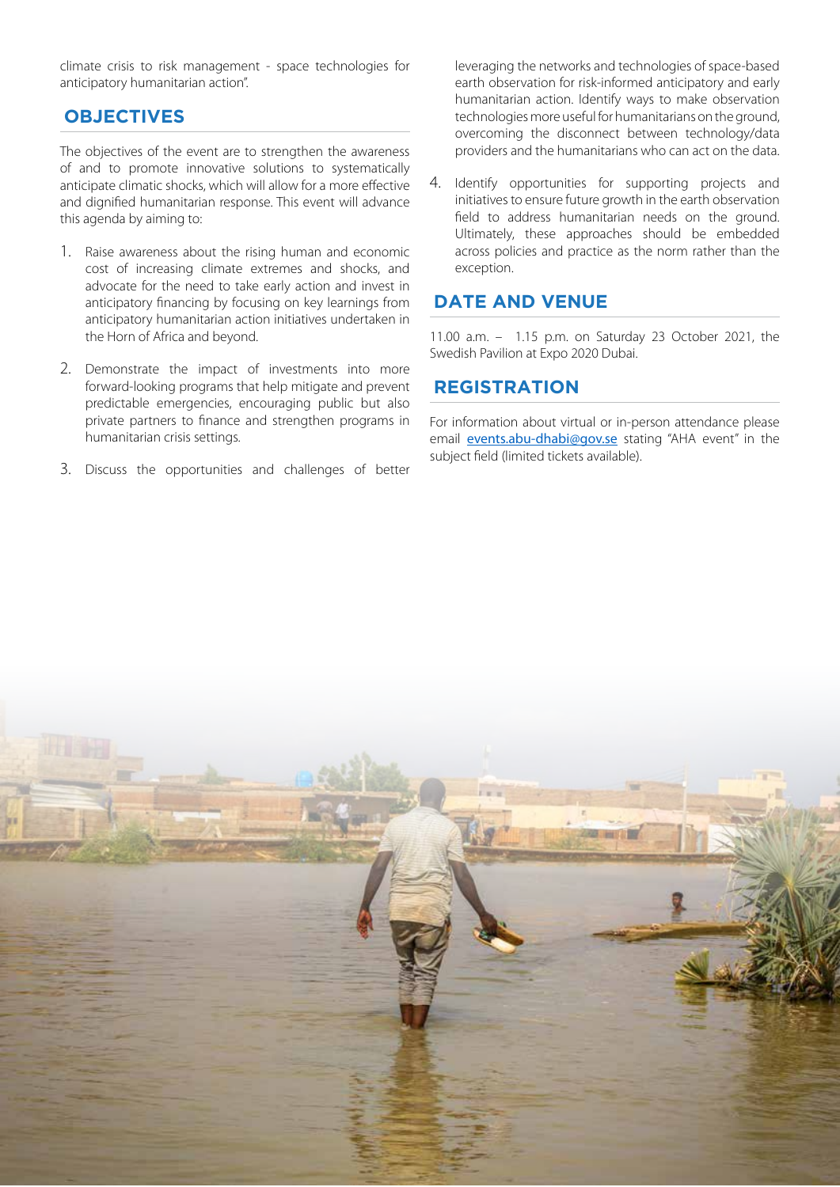climate crisis to risk management - space technologies for anticipatory humanitarian action".

## OBJECTIVES

The objectives of the event are to strengthen the awareness of and to promote innovative solutions to systematically anticipate climatic shocks, which will allow for a more effective and dignified humanitarian response. This event will advance this agenda by aiming to:

1. Raise awareness about the rising human and economic cost of increasing climate extremes and shocks, and advocate for the need to take early action and invest in anticipatory financing by focusing on key learnings from anticipatory humanitarian action initiatives undertaken in the Horn of Africa and beyond.
2. Demonstrate the impact of investments into more forward-looking programs that help mitigate and prevent predictable emergencies, encouraging public but also private partners to finance and strengthen programs in humanitarian crisis settings.
3. Discuss the opportunities and challenges of better leveraging the networks and technologies of space-based earth observation for risk-informed anticipatory and early humanitarian action. Identify ways to make observation technologies more useful for humanitarians on the ground, overcoming the disconnect between technology/data providers and the humanitarians who can act on the data.
4. Identify opportunities for supporting projects and initiatives to ensure future growth in the earth observation field to address humanitarian needs on the ground. Ultimately, these approaches should be embedded across policies and practice as the norm rather than the exception.

## DATE AND VENUE

11.00 a.m. – 1.15 p.m. on Saturday 23 October 2021, the Swedish Pavilion at Expo 2020 Dubai.

## REGISTRATION

For information about virtual or in-person attendance please email events.abu-dhabi@gov.se stating "AHA event" in the subject field (limited tickets available).